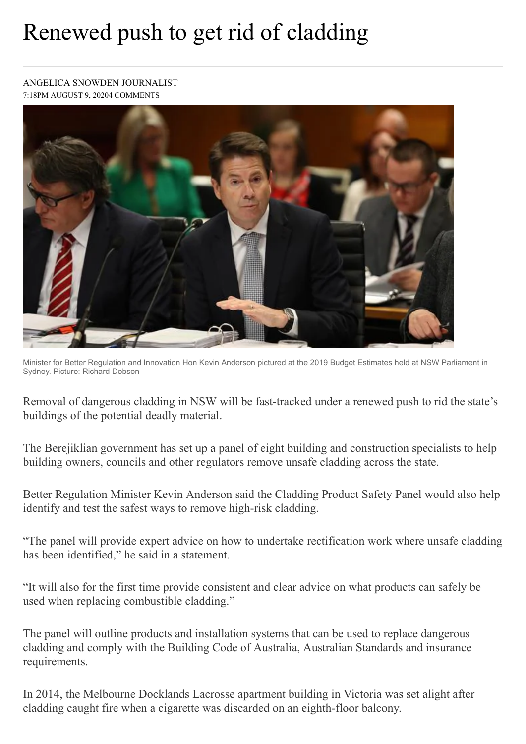# Renewed push to get rid of cladding

ANGELICA SNOWDEN JOURNALIST
7:18PM AUGUST 9, 20204 COMMENTS

Minister for Better Regulation and Innovation Hon Kevin Anderson pictured at the 2019 Budget Estimates held at NSW Parliament in Sydney. Picture: Richard Dobson

Removal of dangerous cladding in NSW will be fast-tracked under a renewed push to rid the state's buildings of the potential deadly material.

The Berejiklian government has set up a panel of eight building and construction specialists to help building owners, councils and other regulators remove unsafe cladding across the state.

Better Regulation Minister Kevin Anderson said the Cladding Product Safety Panel would also help identify and test the safest ways to remove high-risk cladding.

"The panel will provide expert advice on how to undertake rectification work where unsafe cladding has been identified," he said in a statement.

"It will also for the first time provide consistent and clear advice on what products can safely be used when replacing combustible cladding."

The panel will outline products and installation systems that can be used to replace dangerous cladding and comply with the Building Code of Australia, Australian Standards and insurance requirements.

In 2014, the Melbourne Docklands Lacrosse apartment building in Victoria was set alight after cladding caught fire when a cigarette was discarded on an eighth-floor balcony.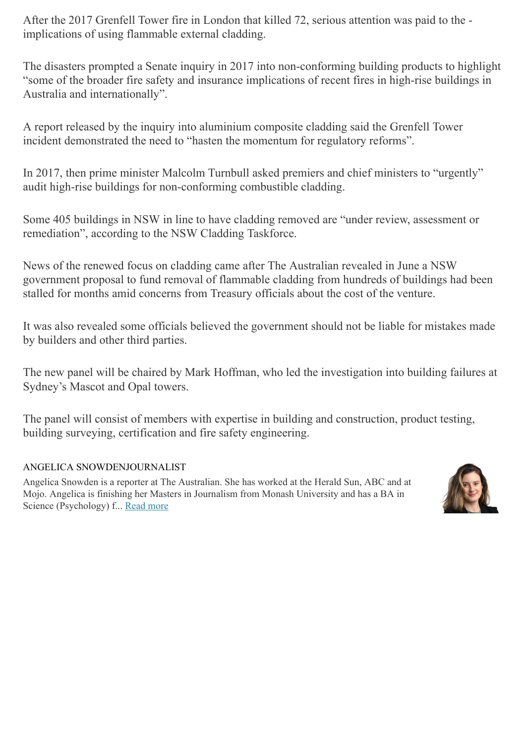After the 2017 Grenfell Tower fire in London that killed 72, serious attention was paid to the - implications of using flammable external cladding.

The disasters prompted a Senate inquiry in 2017 into non-conforming building products to highlight "some of the broader fire safety and insurance implications of recent fires in high-rise buildings in Australia and internationally".

A report released by the inquiry into aluminium composite cladding said the Grenfell Tower incident demonstrated the need to "hasten the momentum for regulatory reforms".

In 2017, then prime minister Malcolm Turnbull asked premiers and chief ministers to "urgently" audit high-rise buildings for non-conforming combustible cladding.

Some 405 buildings in NSW in line to have cladding removed are "under review, assessment or remediation", according to the NSW Cladding Taskforce.

News of the renewed focus on cladding came after The Australian revealed in June a NSW government proposal to fund removal of flammable cladding from hundreds of buildings had been stalled for months amid concerns from Treasury officials about the cost of the venture.

It was also revealed some officials believed the government should not be liable for mistakes made by builders and other third parties.

The new panel will be chaired by Mark Hoffman, who led the investigation into building failures at Sydney's Mascot and Opal towers.

The panel will consist of members with expertise in building and construction, product testing, building surveying, certification and fire safety engineering.

ANGELICA SNOWDENJOURNALIST

Angelica Snowden is a reporter at The Australian. She has worked at the Herald Sun, ABC and at Mojo. Angelica is finishing her Masters in Journalism from Monash University and has a BA in Science (Psychology) f... Read more